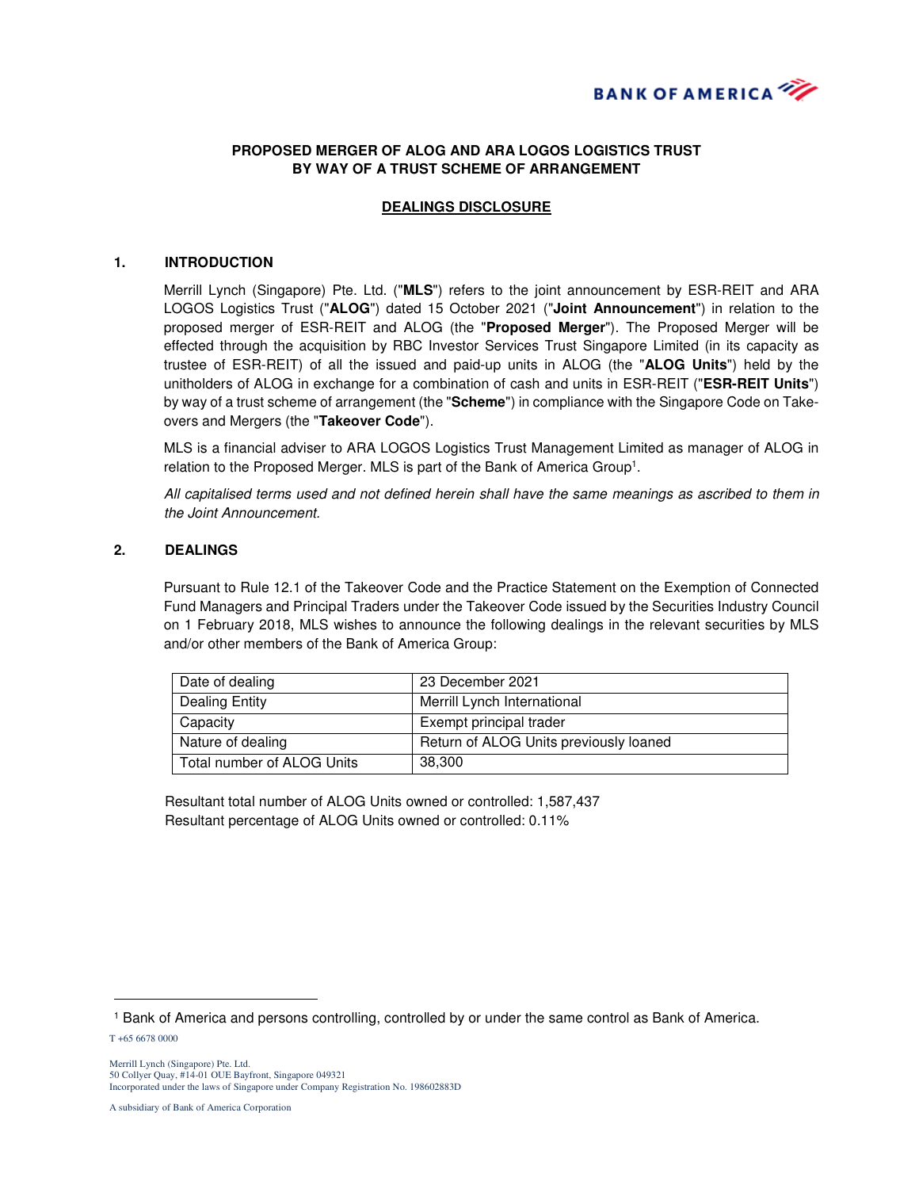BANK OF AMERICA

**PROPOSED MERGER OF ALOG AND ARA LOGOS LOGISTICS TRUST BY WAY OF A TRUST SCHEME OF ARRANGEMENT**

**DEALINGS DISCLOSURE**

## 1. INTRODUCTION

Merrill Lynch (Singapore) Pte. Ltd. ("**MLS**") refers to the joint announcement by ESR-REIT and ARA LOGOS Logistics Trust ("**ALOG**") dated 15 October 2021 ("**Joint Announcement**") in relation to the proposed merger of ESR-REIT and ALOG (the "**Proposed Merger**"). The Proposed Merger will be effected through the acquisition by RBC Investor Services Trust Singapore Limited (in its capacity as trustee of ESR-REIT) of all the issued and paid-up units in ALOG (the "**ALOG Units**") held by the unitholders of ALOG in exchange for a combination of cash and units in ESR-REIT ("**ESR-REIT Units**") by way of a trust scheme of arrangement (the "**Scheme**") in compliance with the Singapore Code on Take-overs and Mergers (the "**Takeover Code**").

MLS is a financial adviser to ARA LOGOS Logistics Trust Management Limited as manager of ALOG in relation to the Proposed Merger. MLS is part of the Bank of America Group[1].

*All capitalised terms used and not defined herein shall have the same meanings as ascribed to them in the Joint Announcement.*

## 2. DEALINGS

Pursuant to Rule 12.1 of the Takeover Code and the Practice Statement on the Exemption of Connected Fund Managers and Principal Traders under the Takeover Code issued by the Securities Industry Council on 1 February 2018, MLS wishes to announce the following dealings in the relevant securities by MLS and/or other members of the Bank of America Group:

| | |
|---|---|
| Date of dealing | 23 December 2021 |
| Dealing Entity | Merrill Lynch International |
| Capacity | Exempt principal trader |
| Nature of dealing | Return of ALOG Units previously loaned |
| Total number of ALOG Units | 38,300 |

Resultant total number of ALOG Units owned or controlled: 1,587,437
Resultant percentage of ALOG Units owned or controlled: 0.11%

[1] Bank of America and persons controlling, controlled by or under the same control as Bank of America.

T +65 6678 0000

Merrill Lynch (Singapore) Pte. Ltd.
50 Collyer Quay, #14-01 OUE Bayfront, Singapore 049321
Incorporated under the laws of Singapore under Company Registration No. 198602883D

A subsidiary of Bank of America Corporation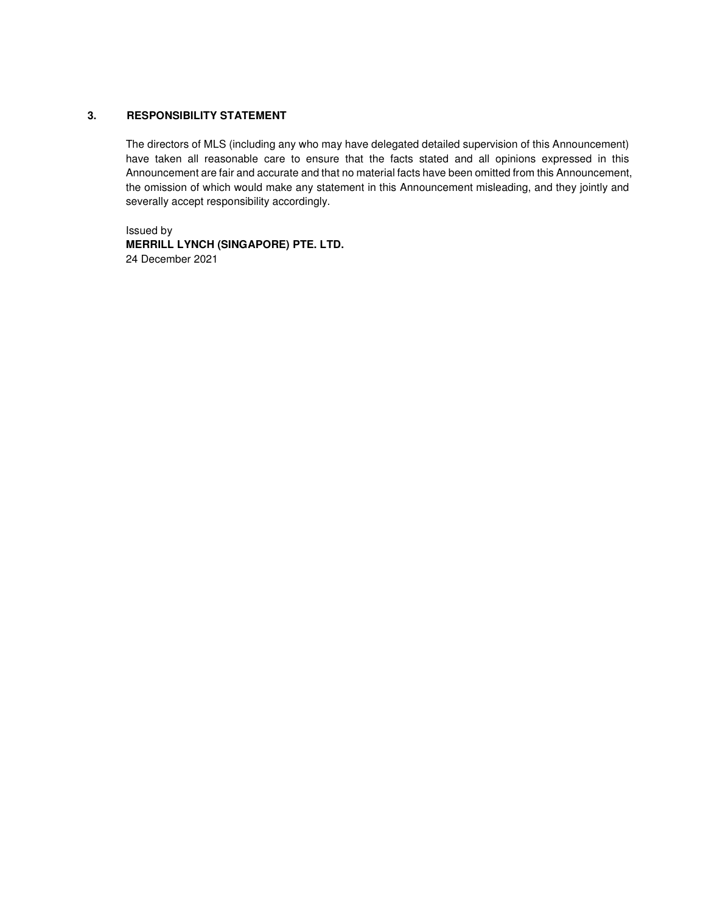## 3. RESPONSIBILITY STATEMENT

The directors of MLS (including any who may have delegated detailed supervision of this Announcement) have taken all reasonable care to ensure that the facts stated and all opinions expressed in this Announcement are fair and accurate and that no material facts have been omitted from this Announcement, the omission of which would make any statement in this Announcement misleading, and they jointly and severally accept responsibility accordingly.

Issued by
**MERRILL LYNCH (SINGAPORE) PTE. LTD.**
24 December 2021